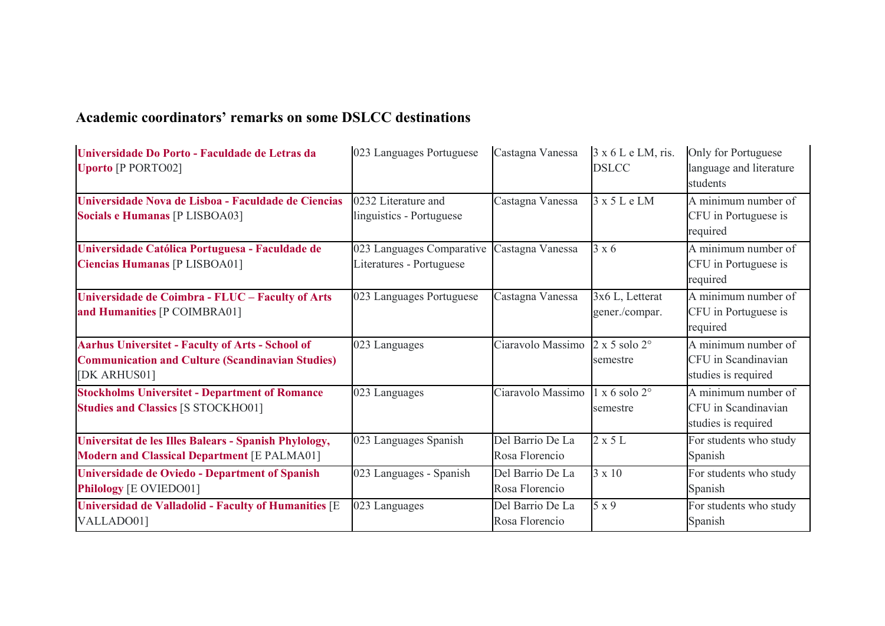## Academic coordinators' remarks on some DSLCC destinations

| | | | | |
|---|---|---|---|---|
| **Universidade Do Porto - Faculdade de Letras da Uporto** [P PORTO02] | 023 Languages Portuguese | Castagna Vanessa | 3 x 6 L e LM, ris. DSLCC | Only for Portuguese language and literature students |
| **Universidade Nova de Lisboa - Faculdade de Ciencias Socials e Humanas** [P LISBOA03] | 0232 Literature and linguistics - Portuguese | Castagna Vanessa | 3 x 5 L e LM | A minimum number of CFU in Portuguese is required |
| **Universidade Católica Portuguesa - Faculdade de Ciencias Humanas** [P LISBOA01] | 023 Languages Comparative Literatures - Portuguese | Castagna Vanessa | 3 x 6 | A minimum number of CFU in Portuguese is required |
| **Universidade de Coimbra - FLUC – Faculty of Arts and Humanities** [P COIMBRA01] | 023 Languages Portuguese | Castagna Vanessa | 3x6 L, Letterat gener./compar. | A minimum number of CFU in Portuguese is required |
| **Aarhus Universitet - Faculty of Arts - School of Communication and Culture (Scandinavian Studies)** [DK ARHUS01] | 023 Languages | Ciaravolo Massimo | 2 x 5 solo 2° semestre | A minimum number of CFU in Scandinavian studies is required |
| **Stockholms Universitet - Department of Romance Studies and Classics** [S STOCKHO01] | 023 Languages | Ciaravolo Massimo | 1 x 6 solo 2° semestre | A minimum number of CFU in Scandinavian studies is required |
| **Universitat de les Illes Balears - Spanish Phylology, Modern and Classical Department** [E PALMA01] | 023 Languages Spanish | Del Barrio De La Rosa Florencio | 2 x 5 L | For students who study Spanish |
| **Universidade de Oviedo - Department of Spanish Philology** [E OVIEDO01] | 023 Languages - Spanish | Del Barrio De La Rosa Florencio | 3 x 10 | For students who study Spanish |
| **Universidad de Valladolid - Faculty of Humanities** [E VALLADO01] | 023 Languages | Del Barrio De La Rosa Florencio | 5 x 9 | For students who study Spanish |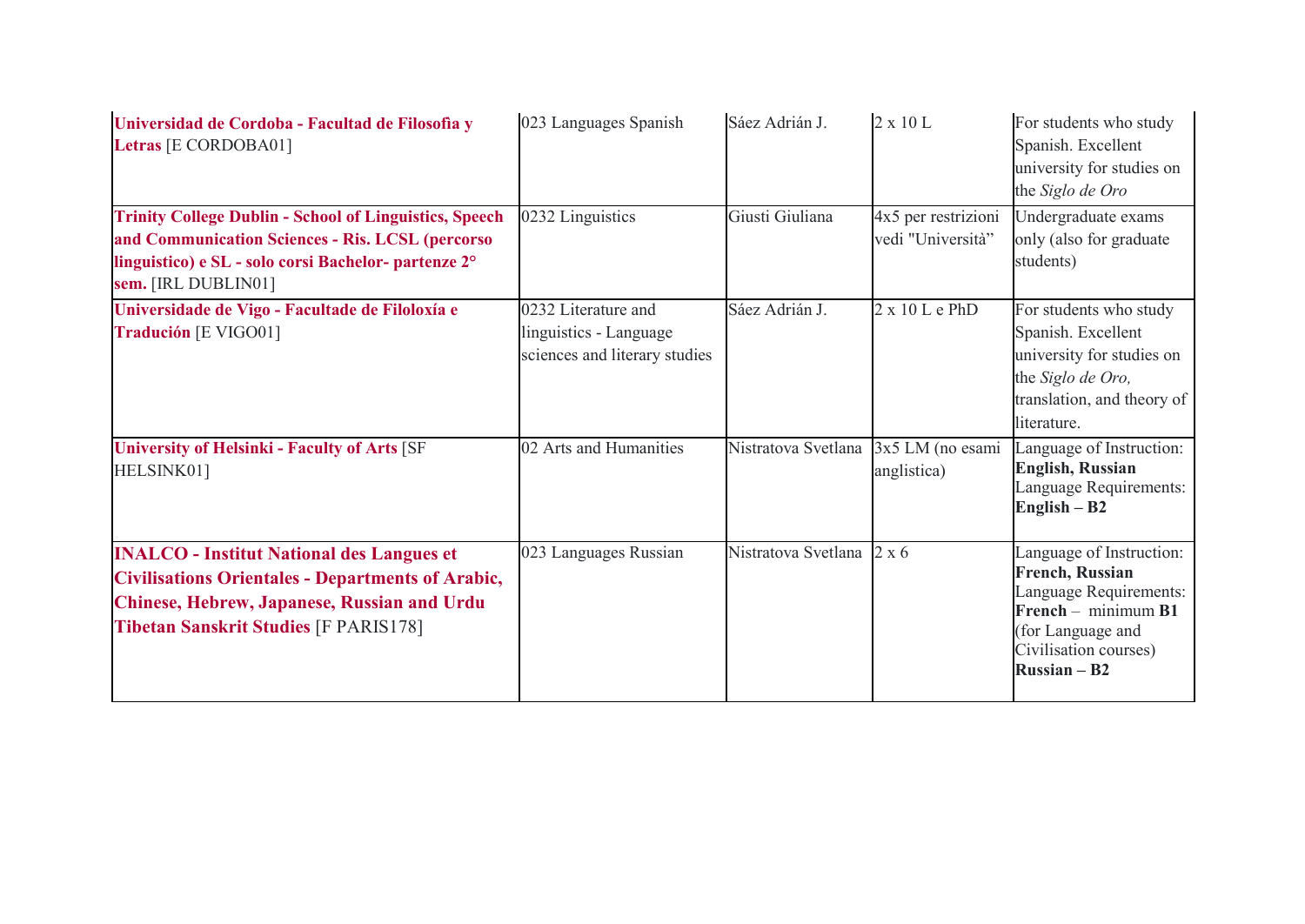| | | | | |
|---|---|---|---|---|
| **Universidad de Cordoba - Facultad de Filosofia y Letras** [E CORDOBA01] | 023 Languages Spanish | Sáez Adrián J. | 2 x 10 L | For students who study Spanish. Excellent university for studies on the *Siglo de Oro* |
| **Trinity College Dublin - School of Linguistics, Speech and Communication Sciences - Ris. LCSL (percorso linguistico) e SL - solo corsi Bachelor- partenze 2° sem.** [IRL DUBLIN01] | 0232 Linguistics | Giusti Giuliana | 4x5 per restrizioni vedi "Università" | Undergraduate exams only (also for graduate students) |
| **Universidade de Vigo - Facultade de Filoloxía e Tradución** [E VIGO01] | 0232 Literature and linguistics - Language sciences and literary studies | Sáez Adrián J. | 2 x 10 L e PhD | For students who study Spanish. Excellent university for studies on the *Siglo de Oro,* translation, and theory of literature. |
| **University of Helsinki - Faculty of Arts** [SF HELSINK01] | 02 Arts and Humanities | Nistratova Svetlana | 3x5 LM (no esami anglistica) | Language of Instruction: **English, Russian** Language Requirements: **English – B2** |
| **INALCO - Institut National des Langues et Civilisations Orientales - Departments of Arabic, Chinese, Hebrew, Japanese, Russian and Urdu Tibetan Sanskrit Studies** [F PARIS178] | 023 Languages Russian | Nistratova Svetlana | 2 x 6 | Language of Instruction: **French, Russian** Language Requirements: **French** – minimum **B1** (for Language and Civilisation courses) **Russian – B2** |